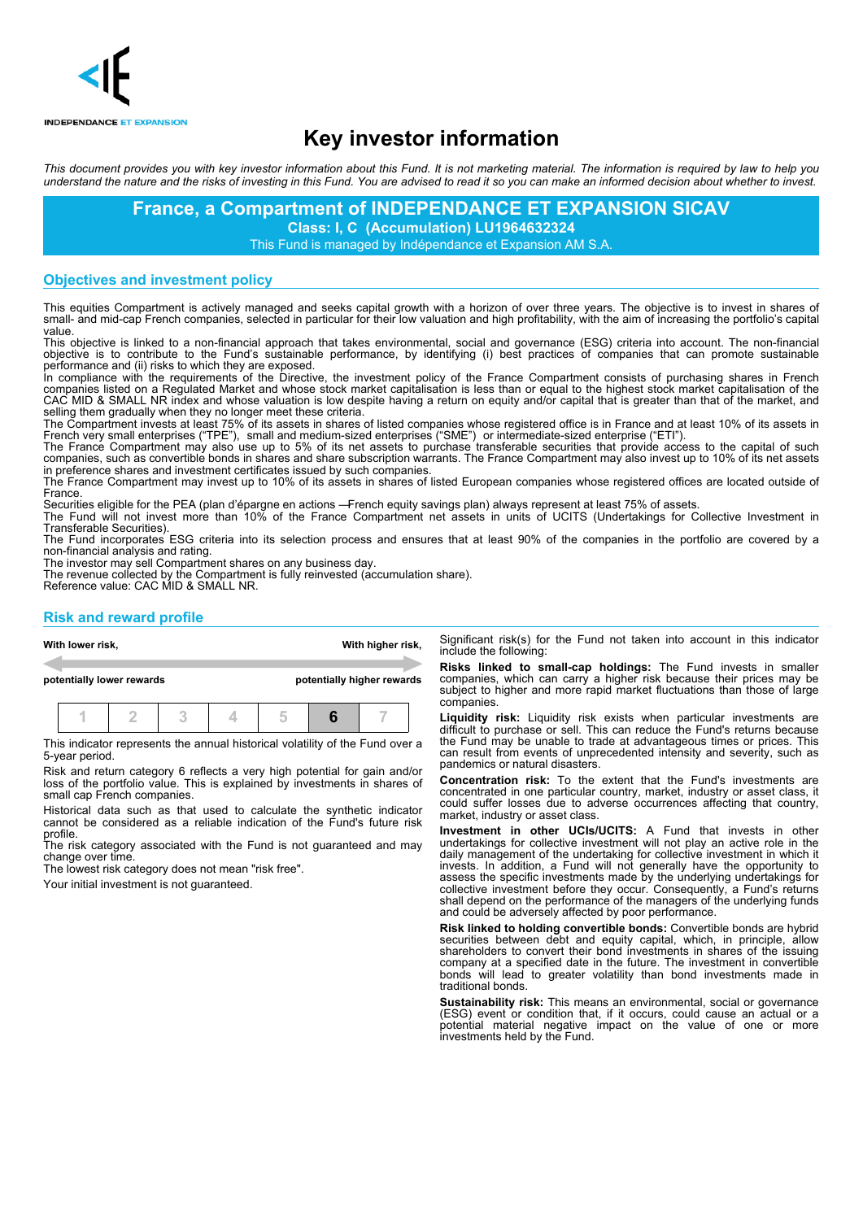INDEPENDANCE ET EXPANSION

# Key investor information

*This document provides you with key investor information about this Fund. It is not marketing material. The information is required by law to help you understand the nature and the risks of investing in this Fund. You are advised to read it so you can make an informed decision about whether to invest.*

**France, a Compartment of INDEPENDANCE ET EXPANSION SICAV**
**Class: I, C (Accumulation) LU1964632324**
This Fund is managed by Indépendance et Expansion AM S.A.

## Objectives and investment policy

This equities Compartment is actively managed and seeks capital growth with a horizon of over three years. The objective is to invest in shares of small- and mid-cap French companies, selected in particular for their low valuation and high profitability, with the aim of increasing the portfolio's capital value.
This objective is linked to a non-financial approach that takes environmental, social and governance (ESG) criteria into account. The non-financial objective is to contribute to the Fund's sustainable performance, by identifying (i) best practices of companies that can promote sustainable performance and (ii) risks to which they are exposed.
In compliance with the requirements of the Directive, the investment policy of the France Compartment consists of purchasing shares in French companies listed on a Regulated Market and whose stock market capitalisation is less than or equal to the highest stock market capitalisation of the CAC MID & SMALL NR index and whose valuation is low despite having a return on equity and/or capital that is greater than that of the market, and selling them gradually when they no longer meet these criteria.
The Compartment invests at least 75% of its assets in shares of listed companies whose registered office is in France and at least 10% of its assets in French very small enterprises ("TPE"), small and medium-sized enterprises ("SME") or intermediate-sized enterprise ("ETI").
The France Compartment may also use up to 5% of its net assets to purchase transferable securities that provide access to the capital of such companies, such as convertible bonds in shares and share subscription warrants. The France Compartment may also invest up to 10% of its net assets in preference shares and investment certificates issued by such companies.
The France Compartment may invest up to 10% of its assets in shares of listed European companies whose registered offices are located outside of France.
Securities eligible for the PEA (plan d'épargne en actions —French equity savings plan) always represent at least 75% of assets.
The Fund will not invest more than 10% of the France Compartment net assets in units of UCITS (Undertakings for Collective Investment in Transferable Securities).
The Fund incorporates ESG criteria into its selection process and ensures that at least 90% of the companies in the portfolio are covered by a non-financial analysis and rating.
The investor may sell Compartment shares on any business day.
The revenue collected by the Compartment is fully reinvested (accumulation share).
Reference value: CAC MID & SMALL NR.

## Risk and reward profile

**With lower risk,** — **With higher risk,**

**potentially lower rewards** — **potentially higher rewards**

| 1 | 2 | 3 | 4 | 5 | **6** | 7 |
|---|---|---|---|---|---|---|

This indicator represents the annual historical volatility of the Fund over a 5-year period.

Risk and return category 6 reflects a very high potential for gain and/or loss of the portfolio value. This is explained by investments in shares of small cap French companies.

Historical data such as that used to calculate the synthetic indicator cannot be considered as a reliable indication of the Fund's future risk profile.
The risk category associated with the Fund is not guaranteed and may change over time.
The lowest risk category does not mean "risk free".

Your initial investment is not guaranteed.

Significant risk(s) for the Fund not taken into account in this indicator include the following:

**Risks linked to small-cap holdings:** The Fund invests in smaller companies, which can carry a higher risk because their prices may be subject to higher and more rapid market fluctuations than those of large companies.

**Liquidity risk:** Liquidity risk exists when particular investments are difficult to purchase or sell. This can reduce the Fund's returns because the Fund may be unable to trade at advantageous times or prices. This can result from events of unprecedented intensity and severity, such as pandemics or natural disasters.

**Concentration risk:** To the extent that the Fund's investments are concentrated in one particular country, market, industry or asset class, it could suffer losses due to adverse occurrences affecting that country, market, industry or asset class.

**Investment in other UCIs/UCITS:** A Fund that invests in other undertakings for collective investment will not play an active role in the daily management of the undertaking for collective investment in which it invests. In addition, a Fund will not generally have the opportunity to assess the specific investments made by the underlying undertakings for collective investment before they occur. Consequently, a Fund's returns shall depend on the performance of the managers of the underlying funds and could be adversely affected by poor performance.

**Risk linked to holding convertible bonds:** Convertible bonds are hybrid securities between debt and equity capital, which, in principle, allow shareholders to convert their bond investments in shares of the issuing company at a specified date in the future. The investment in convertible bonds will lead to greater volatility than bond investments made in traditional bonds.

**Sustainability risk:** This means an environmental, social or governance (ESG) event or condition that, if it occurs, could cause an actual or a potential material negative impact on the value of one or more investments held by the Fund.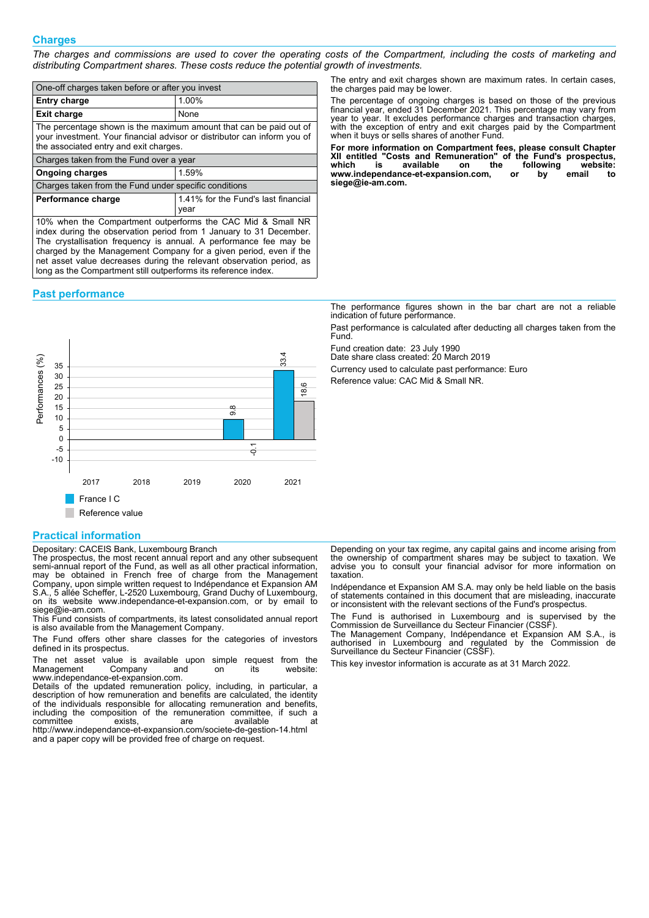## Charges

*The charges and commissions are used to cover the operating costs of the Compartment, including the costs of marketing and distributing Compartment shares. These costs reduce the potential growth of investments.*

| One-off charges taken before or after you invest | |
|---|---|
| **Entry charge** | 1.00% |
| **Exit charge** | None |
| The percentage shown is the maximum amount that can be paid out of your investment. Your financial advisor or distributor can inform you of the associated entry and exit charges. | |
| Charges taken from the Fund over a year | |
| **Ongoing charges** | 1.59% |
| Charges taken from the Fund under specific conditions | |
| **Performance charge** | 1.41% for the Fund's last financial year |
| 10% when the Compartment outperforms the CAC Mid & Small NR index during the observation period from 1 January to 31 December. The crystallisation frequency is annual. A performance fee may be charged by the Management Company for a given period, even if the net asset value decreases during the relevant observation period, as long as the Compartment still outperforms its reference index. | |

The entry and exit charges shown are maximum rates. In certain cases, the charges paid may be lower.

The percentage of ongoing charges is based on those of the previous financial year, ended 31 December 2021. This percentage may vary from year to year. It excludes performance charges and transaction charges, with the exception of entry and exit charges paid by the Compartment when it buys or sells shares of another Fund.

**For more information on Compartment fees, please consult Chapter XII entitled "Costs and Remuneration" of the Fund's prospectus, which is available on the following website: www.independance-et-expansion.com, or by email to siege@ie-am.com.**

## Past performance

Performances (%)

35
30
25
20
15
10
5
0
-5
-10

2017
2018
2019
2020
2021

9.8
-0.1
33.4
18.6

France I C
Reference value

The performance figures shown in the bar chart are not a reliable indication of future performance.

Past performance is calculated after deducting all charges taken from the Fund.

Fund creation date: 23 July 1990
Date share class created: 20 March 2019

Currency used to calculate past performance: Euro

Reference value: CAC Mid & Small NR.

## Practical information

Depositary: CACEIS Bank, Luxembourg Branch
The prospectus, the most recent annual report and any other subsequent semi-annual report of the Fund, as well as all other practical information, may be obtained in French free of charge from the Management Company, upon simple written request to Indépendance et Expansion AM S.A., 5 allée Scheffer, L-2520 Luxembourg, Grand Duchy of Luxembourg, on its website www.independance-et-expansion.com, or by email to siege@ie-am.com.
This Fund consists of compartments, its latest consolidated annual report is also available from the Management Company.

The Fund offers other share classes for the categories of investors defined in its prospectus.

The net asset value is available upon simple request from the Management Company and on its website: www.independance-et-expansion.com.
Details of the updated remuneration policy, including, in particular, a description of how remuneration and benefits are calculated, the identity of the individuals responsible for allocating remuneration and benefits, including the composition of the remuneration committee, if such a committee exists, are available at http://www.independance-et-expansion.com/societe-de-gestion-14.html and a paper copy will be provided free of charge on request.

Depending on your tax regime, any capital gains and income arising from the ownership of compartment shares may be subject to taxation. We advise you to consult your financial advisor for more information on taxation.

Indépendance et Expansion AM S.A. may only be held liable on the basis of statements contained in this document that are misleading, inaccurate or inconsistent with the relevant sections of the Fund's prospectus.

The Fund is authorised in Luxembourg and is supervised by the Commission de Surveillance du Secteur Financier (CSSF).
The Management Company, Indépendance et Expansion AM S.A., is authorised in Luxembourg and regulated by the Commission de Surveillance du Secteur Financier (CSSF).

This key investor information is accurate as at 31 March 2022.